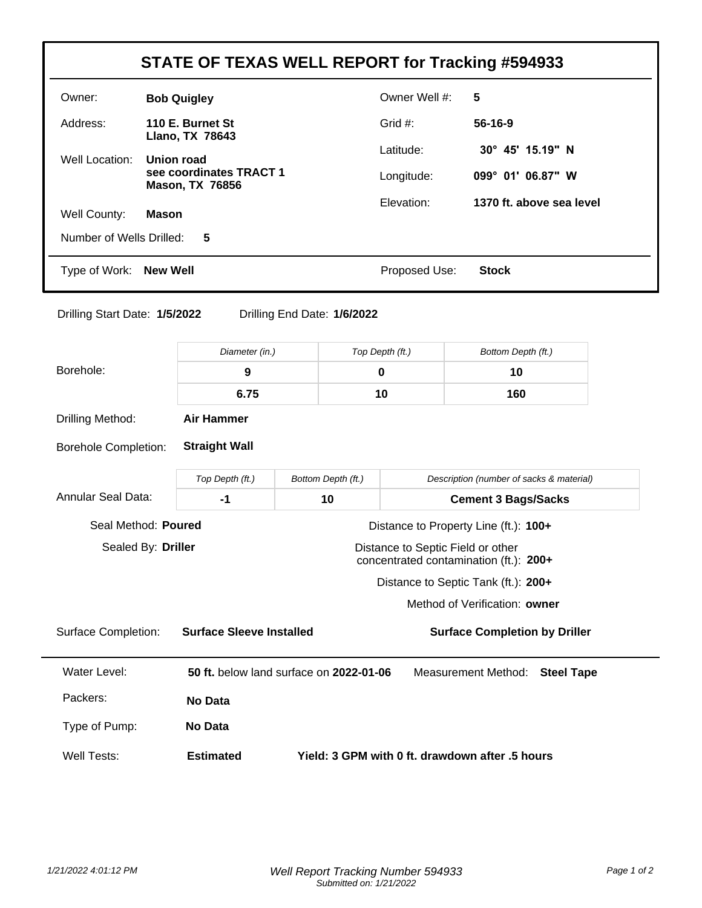# STATE OF TEXAS WELL REPORT for Tracking #594933

| | | | |
|---|---|---|---|
| Owner: | **Bob Quigley** | Owner Well #: | **5** |
| Address: | **110 E. Burnet St<br>Llano, TX 78643** | Grid #: | **56-16-9** |
| Well Location: | **Union road<br>see coordinates TRACT 1<br>Mason, TX 76856** | Latitude: | **30° 45' 15.19" N** |
| | | Longitude: | **099° 01' 06.87" W** |
| Well County: | **Mason** | Elevation: | **1370 ft. above sea level** |
| Number of Wells Drilled: | **5** | | |
| Type of Work: | **New Well** | Proposed Use: | **Stock** |

Drilling Start Date: **1/5/2022** Drilling End Date: **1/6/2022**

**Borehole:**

| *Diameter (in.)* | *Top Depth (ft.)* | *Bottom Depth (ft.)* |
|---|---|---|
| **9** | **0** | **10** |
| **6.75** | **10** | **160** |

Drilling Method: **Air Hammer**

Borehole Completion: **Straight Wall**

**Annular Seal Data:**

| *Top Depth (ft.)* | *Bottom Depth (ft.)* | *Description (number of sacks & material)* |
|---|---|---|
| **-1** | **10** | **Cement 3 Bags/Sacks** |

Seal Method: **Poured**

Sealed By: **Driller**

Distance to Property Line (ft.): **100+**

Distance to Septic Field or other concentrated contamination (ft.): **200+**

Distance to Septic Tank (ft.): **200+**

Method of Verification: **owner**

Surface Completion: **Surface Sleeve Installed** — **Surface Completion by Driller**

Water Level: **50 ft.** below land surface on **2022-01-06** Measurement Method: **Steel Tape**

Packers: **No Data**

Type of Pump: **No Data**

Well Tests: **Estimated** **Yield: 3 GPM with 0 ft. drawdown after .5 hours**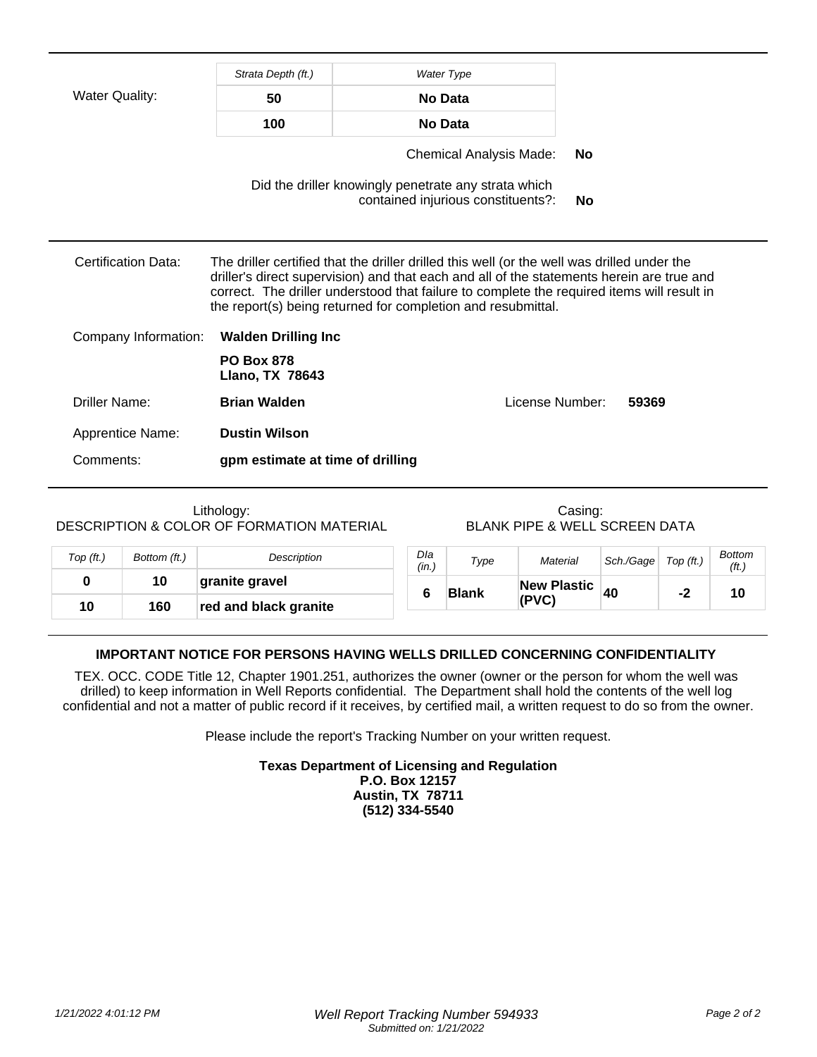Water Quality:

| Strata Depth (ft.) | Water Type |
|---|---|
| 50 | No Data |
| 100 | No Data |

Chemical Analysis Made: **No**

Did the driller knowingly penetrate any strata which contained injurious constituents?: **No**

---

Certification Data: The driller certified that the driller drilled this well (or the well was drilled under the driller's direct supervision) and that each and all of the statements herein are true and correct. The driller understood that failure to complete the required items will result in the report(s) being returned for completion and resubmittal.

Company Information: **Walden Drilling Inc**

**PO Box 878**
**Llano, TX 78643**

Driller Name: **Brian Walden** License Number: **59369**

Apprentice Name: **Dustin Wilson**

Comments: **gpm estimate at time of drilling**

---

Lithology:
DESCRIPTION & COLOR OF FORMATION MATERIAL

| Top (ft.) | Bottom (ft.) | Description |
|---|---|---|
| 0 | 10 | granite gravel |
| 10 | 160 | red and black granite |

Casing:
BLANK PIPE & WELL SCREEN DATA

| Dia (in.) | Type | Material | Sch./Gage | Top (ft.) | Bottom (ft.) |
|---|---|---|---|---|---|
| 6 | Blank | New Plastic (PVC) | 40 | -2 | 10 |

---

**IMPORTANT NOTICE FOR PERSONS HAVING WELLS DRILLED CONCERNING CONFIDENTIALITY**

TEX. OCC. CODE Title 12, Chapter 1901.251, authorizes the owner (owner or the person for whom the well was drilled) to keep information in Well Reports confidential. The Department shall hold the contents of the well log confidential and not a matter of public record if it receives, by certified mail, a written request to do so from the owner.

Please include the report's Tracking Number on your written request.

**Texas Department of Licensing and Regulation**
**P.O. Box 12157**
**Austin, TX 78711**
**(512) 334-5540**

*1/21/2022 4:01:12 PM* *Well Report Tracking Number 594933*
*Submitted on: 1/21/2022*